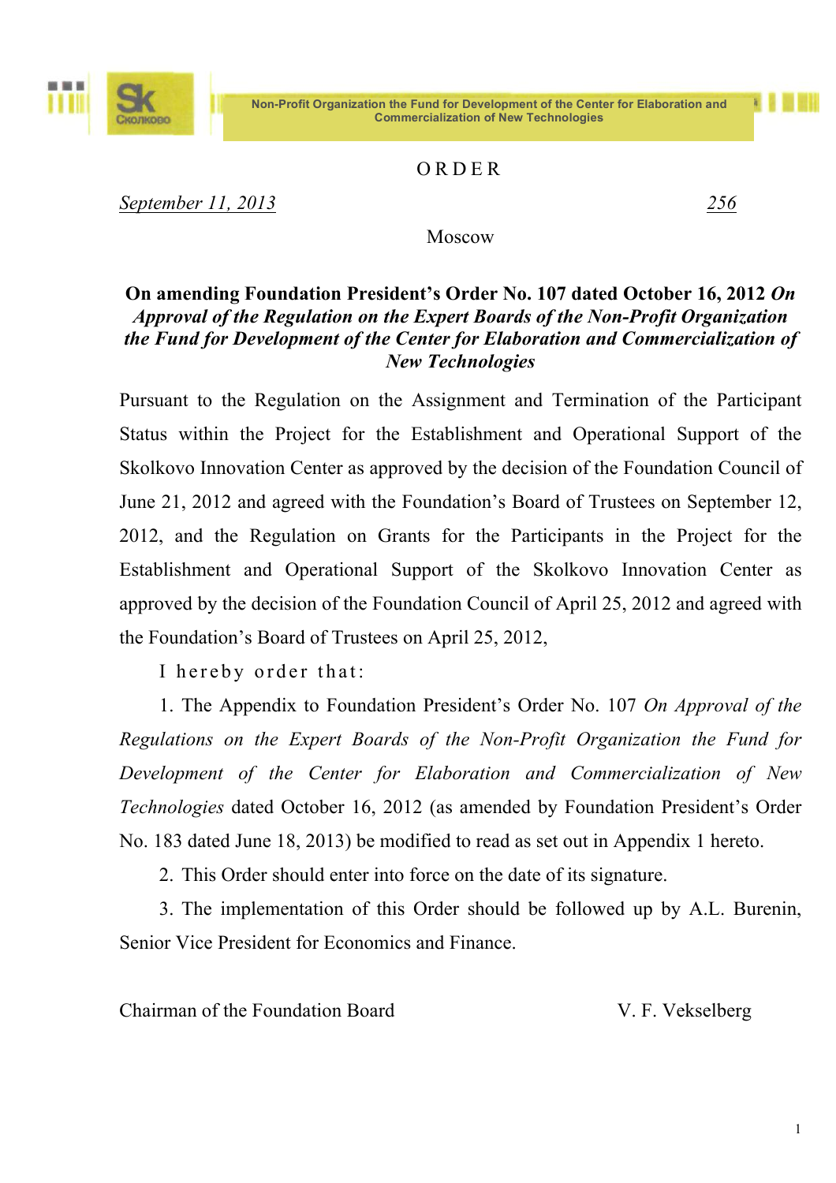Non-Profit Organization the Fund for Development of the Center for Elaboration and Commercialization of New Technologies

# ORDER

*September 11, 2013* — *256*

Moscow

**On amending Foundation President's Order No. 107 dated October 16, 2012 *On Approval of the Regulation on the Expert Boards of the Non-Profit Organization the Fund for Development of the Center for Elaboration and Commercialization of New Technologies***

Pursuant to the Regulation on the Assignment and Termination of the Participant Status within the Project for the Establishment and Operational Support of the Skolkovo Innovation Center as approved by the decision of the Foundation Council of June 21, 2012 and agreed with the Foundation's Board of Trustees on September 12, 2012, and the Regulation on Grants for the Participants in the Project for the Establishment and Operational Support of the Skolkovo Innovation Center as approved by the decision of the Foundation Council of April 25, 2012 and agreed with the Foundation's Board of Trustees on April 25, 2012,

I hereby order that:

1. The Appendix to Foundation President's Order No. 107 *On Approval of the Regulations on the Expert Boards of the Non-Profit Organization the Fund for Development of the Center for Elaboration and Commercialization of New Technologies* dated October 16, 2012 (as amended by Foundation President's Order No. 183 dated June 18, 2013) be modified to read as set out in Appendix 1 hereto.
2. This Order should enter into force on the date of its signature.
3. The implementation of this Order should be followed up by A.L. Burenin, Senior Vice President for Economics and Finance.

Chairman of the Foundation Board — V. F. Vekselberg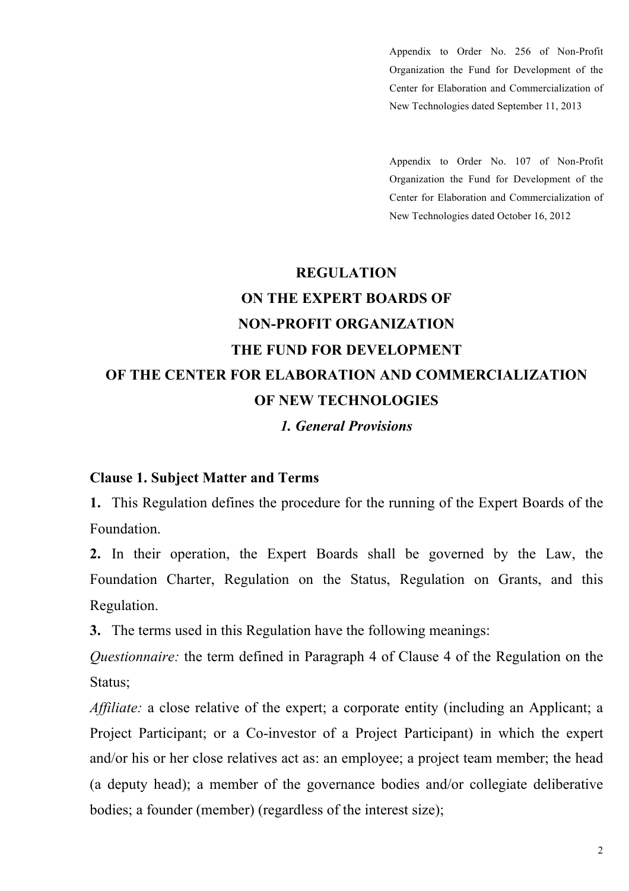Appendix to Order No. 256 of Non-Profit Organization the Fund for Development of the Center for Elaboration and Commercialization of New Technologies dated September 11, 2013

Appendix to Order No. 107 of Non-Profit Organization the Fund for Development of the Center for Elaboration and Commercialization of New Technologies dated October 16, 2012

# REGULATION ON THE EXPERT BOARDS OF NON-PROFIT ORGANIZATION THE FUND FOR DEVELOPMENT OF THE CENTER FOR ELABORATION AND COMMERCIALIZATION OF NEW TECHNOLOGIES

## *1. General Provisions*

### Clause 1. Subject Matter and Terms

**1.** This Regulation defines the procedure for the running of the Expert Boards of the Foundation.

**2.** In their operation, the Expert Boards shall be governed by the Law, the Foundation Charter, Regulation on the Status, Regulation on Grants, and this Regulation.

**3.** The terms used in this Regulation have the following meanings:

*Questionnaire:* the term defined in Paragraph 4 of Clause 4 of the Regulation on the Status;

*Affiliate:* a close relative of the expert; a corporate entity (including an Applicant; a Project Participant; or a Co-investor of a Project Participant) in which the expert and/or his or her close relatives act as: an employee; a project team member; the head (a deputy head); a member of the governance bodies and/or collegiate deliberative bodies; a founder (member) (regardless of the interest size);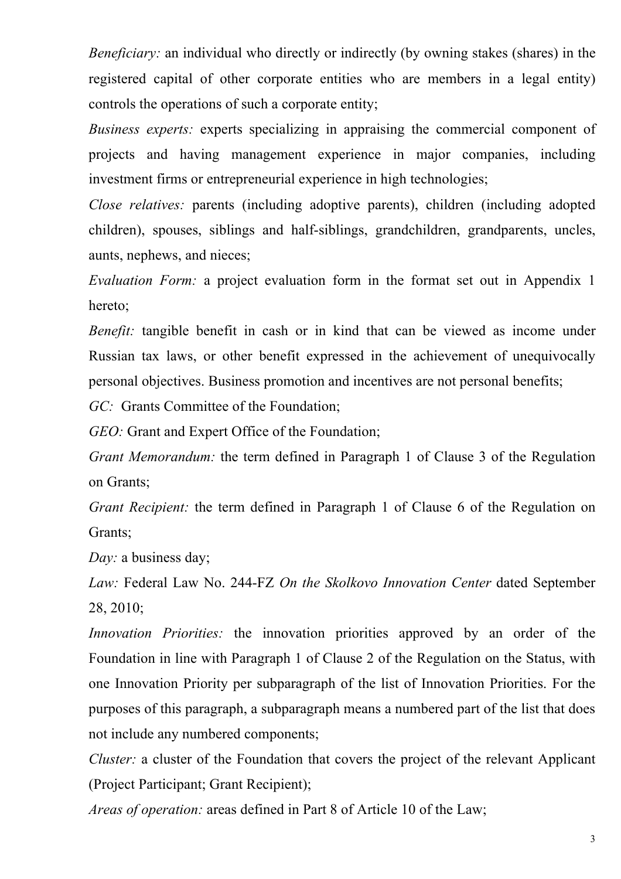*Beneficiary:* an individual who directly or indirectly (by owning stakes (shares) in the registered capital of other corporate entities who are members in a legal entity) controls the operations of such a corporate entity;

*Business experts:* experts specializing in appraising the commercial component of projects and having management experience in major companies, including investment firms or entrepreneurial experience in high technologies;

*Close relatives:* parents (including adoptive parents), children (including adopted children), spouses, siblings and half-siblings, grandchildren, grandparents, uncles, aunts, nephews, and nieces;

*Evaluation Form:* a project evaluation form in the format set out in Appendix 1 hereto;

*Benefit:* tangible benefit in cash or in kind that can be viewed as income under Russian tax laws, or other benefit expressed in the achievement of unequivocally personal objectives. Business promotion and incentives are not personal benefits;

*GC:* Grants Committee of the Foundation;

*GEO:* Grant and Expert Office of the Foundation;

*Grant Memorandum:* the term defined in Paragraph 1 of Clause 3 of the Regulation on Grants;

*Grant Recipient:* the term defined in Paragraph 1 of Clause 6 of the Regulation on Grants;

*Day:* a business day;

*Law:* Federal Law No. 244-FZ *On the Skolkovo Innovation Center* dated September 28, 2010;

*Innovation Priorities:* the innovation priorities approved by an order of the Foundation in line with Paragraph 1 of Clause 2 of the Regulation on the Status, with one Innovation Priority per subparagraph of the list of Innovation Priorities. For the purposes of this paragraph, a subparagraph means a numbered part of the list that does not include any numbered components;

*Cluster:* a cluster of the Foundation that covers the project of the relevant Applicant (Project Participant; Grant Recipient);

*Areas of operation:* areas defined in Part 8 of Article 10 of the Law;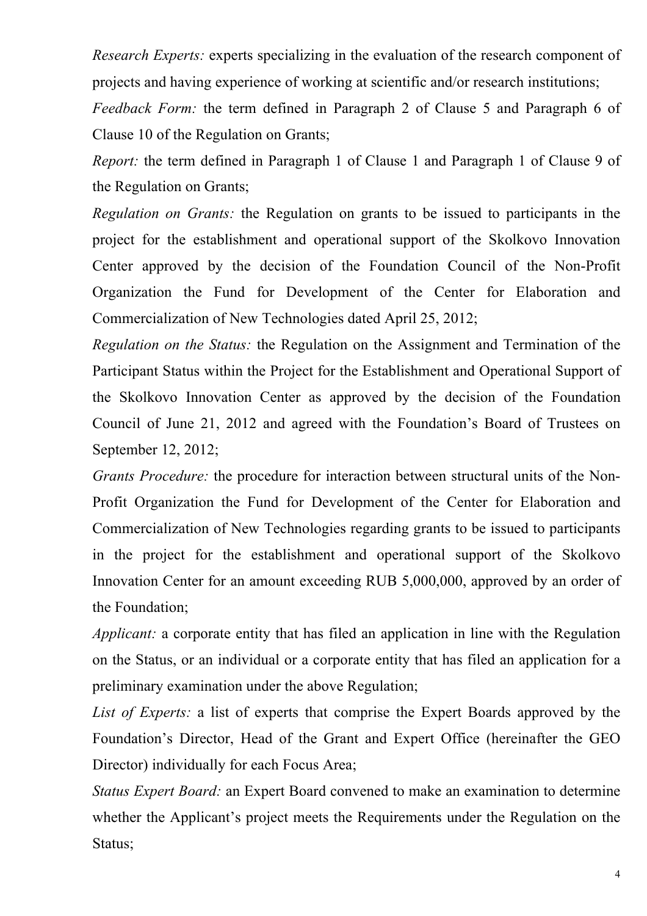*Research Experts:* experts specializing in the evaluation of the research component of projects and having experience of working at scientific and/or research institutions;

*Feedback Form:* the term defined in Paragraph 2 of Clause 5 and Paragraph 6 of Clause 10 of the Regulation on Grants;

*Report:* the term defined in Paragraph 1 of Clause 1 and Paragraph 1 of Clause 9 of the Regulation on Grants;

*Regulation on Grants:* the Regulation on grants to be issued to participants in the project for the establishment and operational support of the Skolkovo Innovation Center approved by the decision of the Foundation Council of the Non-Profit Organization the Fund for Development of the Center for Elaboration and Commercialization of New Technologies dated April 25, 2012;

*Regulation on the Status:* the Regulation on the Assignment and Termination of the Participant Status within the Project for the Establishment and Operational Support of the Skolkovo Innovation Center as approved by the decision of the Foundation Council of June 21, 2012 and agreed with the Foundation's Board of Trustees on September 12, 2012;

*Grants Procedure:* the procedure for interaction between structural units of the Non-Profit Organization the Fund for Development of the Center for Elaboration and Commercialization of New Technologies regarding grants to be issued to participants in the project for the establishment and operational support of the Skolkovo Innovation Center for an amount exceeding RUB 5,000,000, approved by an order of the Foundation;

*Applicant:* a corporate entity that has filed an application in line with the Regulation on the Status, or an individual or a corporate entity that has filed an application for a preliminary examination under the above Regulation;

*List of Experts:* a list of experts that comprise the Expert Boards approved by the Foundation's Director, Head of the Grant and Expert Office (hereinafter the GEO Director) individually for each Focus Area;

*Status Expert Board:* an Expert Board convened to make an examination to determine whether the Applicant's project meets the Requirements under the Regulation on the Status;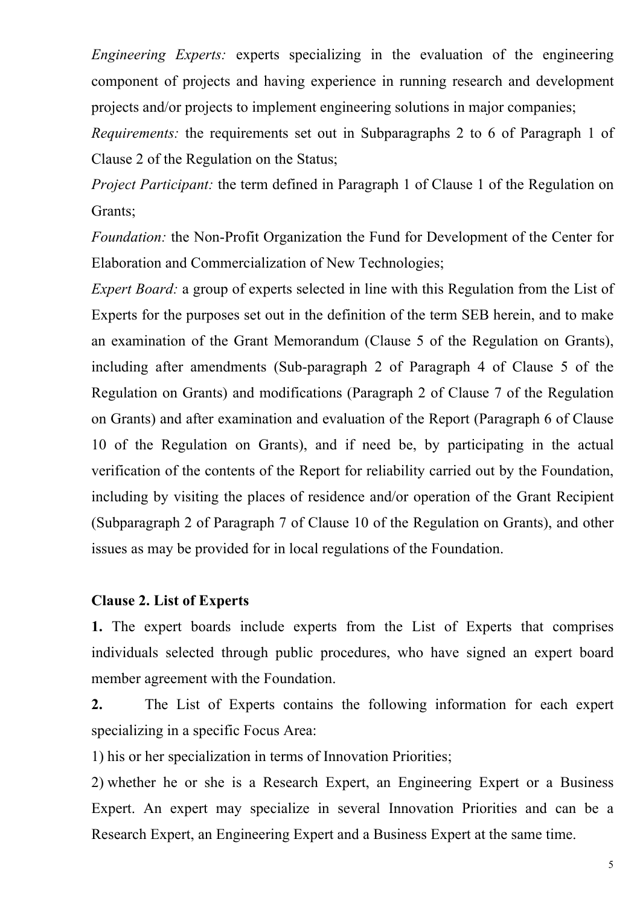*Engineering Experts:* experts specializing in the evaluation of the engineering component of projects and having experience in running research and development projects and/or projects to implement engineering solutions in major companies;

*Requirements:* the requirements set out in Subparagraphs 2 to 6 of Paragraph 1 of Clause 2 of the Regulation on the Status;

*Project Participant:* the term defined in Paragraph 1 of Clause 1 of the Regulation on Grants;

*Foundation:* the Non-Profit Organization the Fund for Development of the Center for Elaboration and Commercialization of New Technologies;

*Expert Board:* a group of experts selected in line with this Regulation from the List of Experts for the purposes set out in the definition of the term SEB herein, and to make an examination of the Grant Memorandum (Clause 5 of the Regulation on Grants), including after amendments (Sub-paragraph 2 of Paragraph 4 of Clause 5 of the Regulation on Grants) and modifications (Paragraph 2 of Clause 7 of the Regulation on Grants) and after examination and evaluation of the Report (Paragraph 6 of Clause 10 of the Regulation on Grants), and if need be, by participating in the actual verification of the contents of the Report for reliability carried out by the Foundation, including by visiting the places of residence and/or operation of the Grant Recipient (Subparagraph 2 of Paragraph 7 of Clause 10 of the Regulation on Grants), and other issues as may be provided for in local regulations of the Foundation.

**Clause 2. List of Experts**

**1.** The expert boards include experts from the List of Experts that comprises individuals selected through public procedures, who have signed an expert board member agreement with the Foundation.

**2.** The List of Experts contains the following information for each expert specializing in a specific Focus Area:

1) his or her specialization in terms of Innovation Priorities;

2) whether he or she is a Research Expert, an Engineering Expert or a Business Expert. An expert may specialize in several Innovation Priorities and can be a Research Expert, an Engineering Expert and a Business Expert at the same time.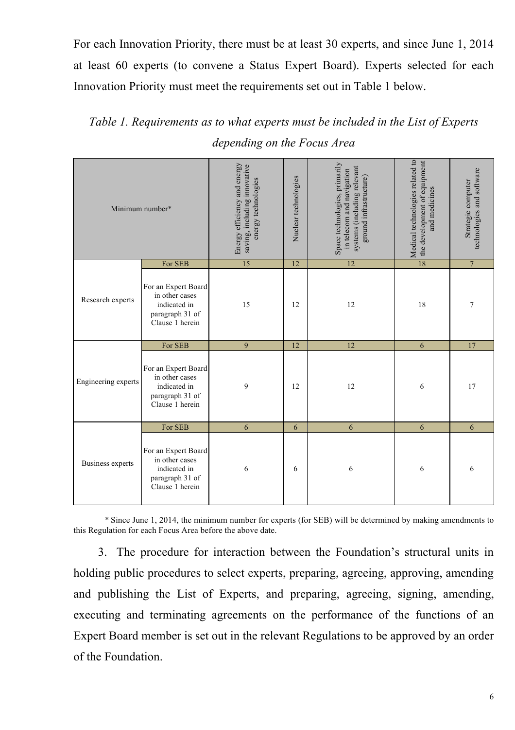For each Innovation Priority, there must be at least 30 experts, and since June 1, 2014 at least 60 experts (to convene a Status Expert Board). Experts selected for each Innovation Priority must meet the requirements set out in Table 1 below.

*Table 1. Requirements as to what experts must be included in the List of Experts depending on the Focus Area*

| Minimum number* | | Energy efficiency and energy saving, including innovative energy technologies | Nuclear technologies | Space technologies, primarily in telecom and navigation systems (including relevant ground infrastructure) | Medical technologies related to the development of equipment and medicines | Strategic computer technologies and software |
|---|---|---|---|---|---|---|
| Research experts | For SEB | 15 | 12 | 12 | 18 | 7 |
| | For an Expert Board in other cases indicated in paragraph 31 of Clause 1 herein | 15 | 12 | 12 | 18 | 7 |
| Engineering experts | For SEB | 9 | 12 | 12 | 6 | 17 |
| | For an Expert Board in other cases indicated in paragraph 31 of Clause 1 herein | 9 | 12 | 12 | 6 | 17 |
| Business experts | For SEB | 6 | 6 | 6 | 6 | 6 |
| | For an Expert Board in other cases indicated in paragraph 31 of Clause 1 herein | 6 | 6 | 6 | 6 | 6 |

* Since June 1, 2014, the minimum number for experts (for SEB) will be determined by making amendments to this Regulation for each Focus Area before the above date.

3. The procedure for interaction between the Foundation's structural units in holding public procedures to select experts, preparing, agreeing, approving, amending and publishing the List of Experts, and preparing, agreeing, signing, amending, executing and terminating agreements on the performance of the functions of an Expert Board member is set out in the relevant Regulations to be approved by an order of the Foundation.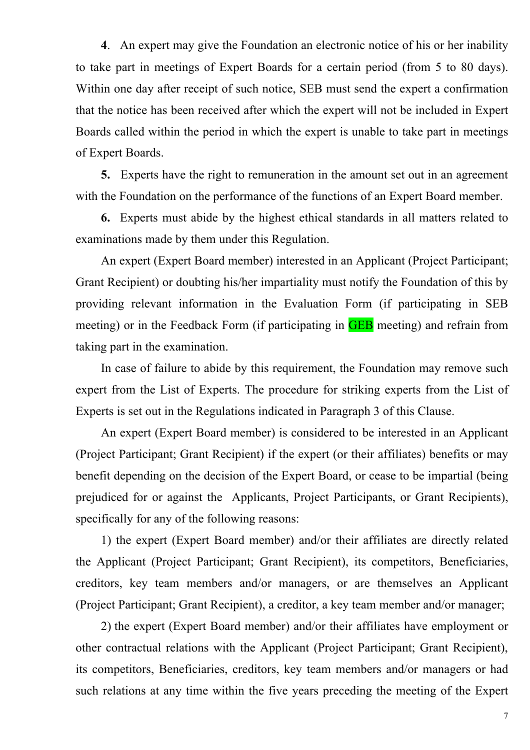**4**. An expert may give the Foundation an electronic notice of his or her inability to take part in meetings of Expert Boards for a certain period (from 5 to 80 days). Within one day after receipt of such notice, SEB must send the expert a confirmation that the notice has been received after which the expert will not be included in Expert Boards called within the period in which the expert is unable to take part in meetings of Expert Boards.

**5.** Experts have the right to remuneration in the amount set out in an agreement with the Foundation on the performance of the functions of an Expert Board member.

**6.** Experts must abide by the highest ethical standards in all matters related to examinations made by them under this Regulation.

An expert (Expert Board member) interested in an Applicant (Project Participant; Grant Recipient) or doubting his/her impartiality must notify the Foundation of this by providing relevant information in the Evaluation Form (if participating in SEB meeting) or in the Feedback Form (if participating in GEB meeting) and refrain from taking part in the examination.

In case of failure to abide by this requirement, the Foundation may remove such expert from the List of Experts. The procedure for striking experts from the List of Experts is set out in the Regulations indicated in Paragraph 3 of this Clause.

An expert (Expert Board member) is considered to be interested in an Applicant (Project Participant; Grant Recipient) if the expert (or their affiliates) benefits or may benefit depending on the decision of the Expert Board, or cease to be impartial (being prejudiced for or against the Applicants, Project Participants, or Grant Recipients), specifically for any of the following reasons:

1) the expert (Expert Board member) and/or their affiliates are directly related the Applicant (Project Participant; Grant Recipient), its competitors, Beneficiaries, creditors, key team members and/or managers, or are themselves an Applicant (Project Participant; Grant Recipient), a creditor, a key team member and/or manager;

2) the expert (Expert Board member) and/or their affiliates have employment or other contractual relations with the Applicant (Project Participant; Grant Recipient), its competitors, Beneficiaries, creditors, key team members and/or managers or had such relations at any time within the five years preceding the meeting of the Expert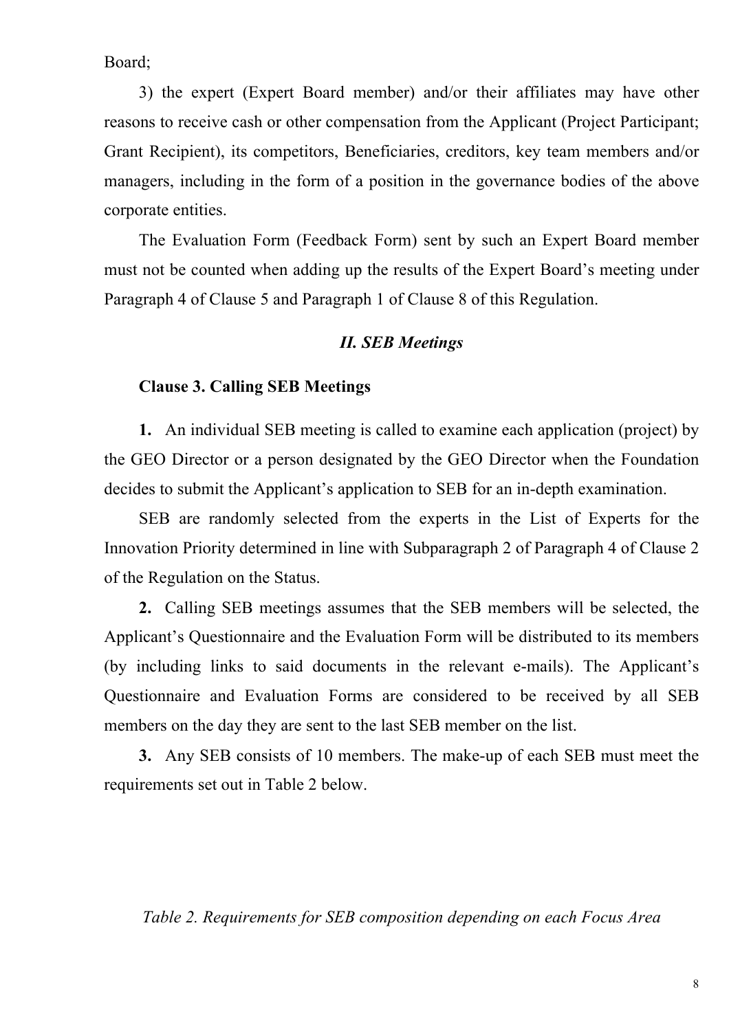Board;

3) the expert (Expert Board member) and/or their affiliates may have other reasons to receive cash or other compensation from the Applicant (Project Participant; Grant Recipient), its competitors, Beneficiaries, creditors, key team members and/or managers, including in the form of a position in the governance bodies of the above corporate entities.

The Evaluation Form (Feedback Form) sent by such an Expert Board member must not be counted when adding up the results of the Expert Board's meeting under Paragraph 4 of Clause 5 and Paragraph 1 of Clause 8 of this Regulation.

## *II. SEB Meetings*

### Clause 3. Calling SEB Meetings

**1.** An individual SEB meeting is called to examine each application (project) by the GEO Director or a person designated by the GEO Director when the Foundation decides to submit the Applicant's application to SEB for an in-depth examination.

SEB are randomly selected from the experts in the List of Experts for the Innovation Priority determined in line with Subparagraph 2 of Paragraph 4 of Clause 2 of the Regulation on the Status.

**2.** Calling SEB meetings assumes that the SEB members will be selected, the Applicant's Questionnaire and the Evaluation Form will be distributed to its members (by including links to said documents in the relevant e-mails). The Applicant's Questionnaire and Evaluation Forms are considered to be received by all SEB members on the day they are sent to the last SEB member on the list.

**3.** Any SEB consists of 10 members. The make-up of each SEB must meet the requirements set out in Table 2 below.

*Table 2. Requirements for SEB composition depending on each Focus Area*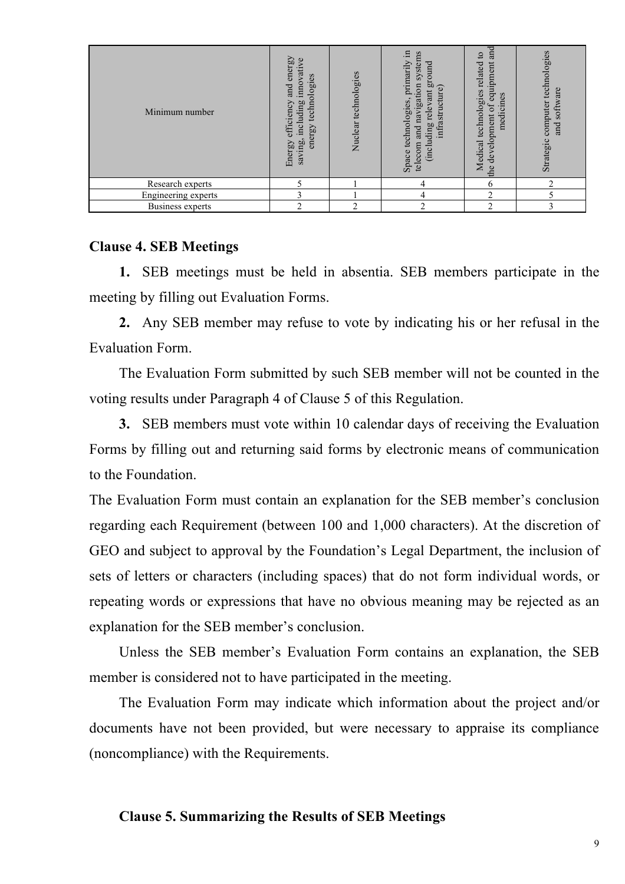| Minimum number | Energy efficiency and energy saving, including innovative energy technologies | Nuclear technologies | Space technologies, primarily in telecom and navigation systems (including relevant ground infrastructure) | Medical technologies related to the development of equipment and medicines | Strategic computer technologies and software |
|---|---|---|---|---|---|
| Research experts | 5 | 1 | 4 | 6 | 2 |
| Engineering experts | 3 | 1 | 4 | 2 | 5 |
| Business experts | 2 | 2 | 2 | 2 | 3 |

**Clause 4. SEB Meetings**

**1.** SEB meetings must be held in absentia. SEB members participate in the meeting by filling out Evaluation Forms.

**2.** Any SEB member may refuse to vote by indicating his or her refusal in the Evaluation Form.

The Evaluation Form submitted by such SEB member will not be counted in the voting results under Paragraph 4 of Clause 5 of this Regulation.

**3.** SEB members must vote within 10 calendar days of receiving the Evaluation Forms by filling out and returning said forms by electronic means of communication to the Foundation.

The Evaluation Form must contain an explanation for the SEB member's conclusion regarding each Requirement (between 100 and 1,000 characters). At the discretion of GEO and subject to approval by the Foundation's Legal Department, the inclusion of sets of letters or characters (including spaces) that do not form individual words, or repeating words or expressions that have no obvious meaning may be rejected as an explanation for the SEB member's conclusion.

Unless the SEB member's Evaluation Form contains an explanation, the SEB member is considered not to have participated in the meeting.

The Evaluation Form may indicate which information about the project and/or documents have not been provided, but were necessary to appraise its compliance (noncompliance) with the Requirements.

**Clause 5. Summarizing the Results of SEB Meetings**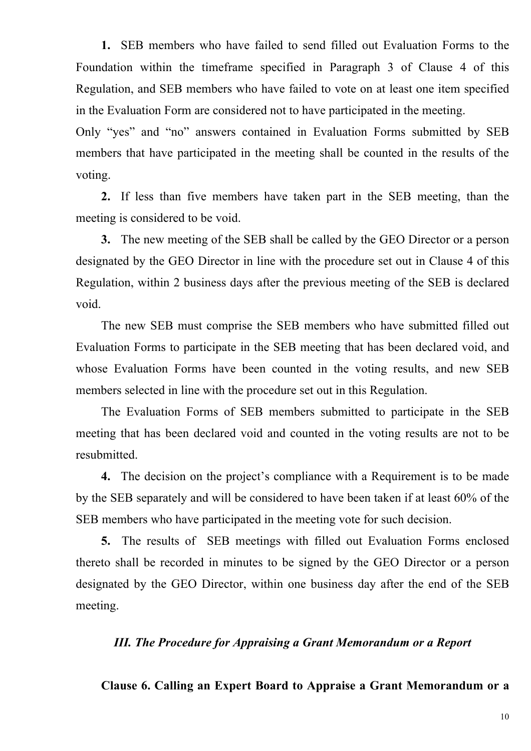**1.** SEB members who have failed to send filled out Evaluation Forms to the Foundation within the timeframe specified in Paragraph 3 of Clause 4 of this Regulation, and SEB members who have failed to vote on at least one item specified in the Evaluation Form are considered not to have participated in the meeting.

Only "yes" and "no" answers contained in Evaluation Forms submitted by SEB members that have participated in the meeting shall be counted in the results of the voting.

**2.** If less than five members have taken part in the SEB meeting, than the meeting is considered to be void.

**3.** The new meeting of the SEB shall be called by the GEO Director or a person designated by the GEO Director in line with the procedure set out in Clause 4 of this Regulation, within 2 business days after the previous meeting of the SEB is declared void.

The new SEB must comprise the SEB members who have submitted filled out Evaluation Forms to participate in the SEB meeting that has been declared void, and whose Evaluation Forms have been counted in the voting results, and new SEB members selected in line with the procedure set out in this Regulation.

The Evaluation Forms of SEB members submitted to participate in the SEB meeting that has been declared void and counted in the voting results are not to be resubmitted.

**4.** The decision on the project's compliance with a Requirement is to be made by the SEB separately and will be considered to have been taken if at least 60% of the SEB members who have participated in the meeting vote for such decision.

**5.** The results of SEB meetings with filled out Evaluation Forms enclosed thereto shall be recorded in minutes to be signed by the GEO Director or a person designated by the GEO Director, within one business day after the end of the SEB meeting.

## *III. The Procedure for Appraising a Grant Memorandum or a Report*

### Clause 6. Calling an Expert Board to Appraise a Grant Memorandum or a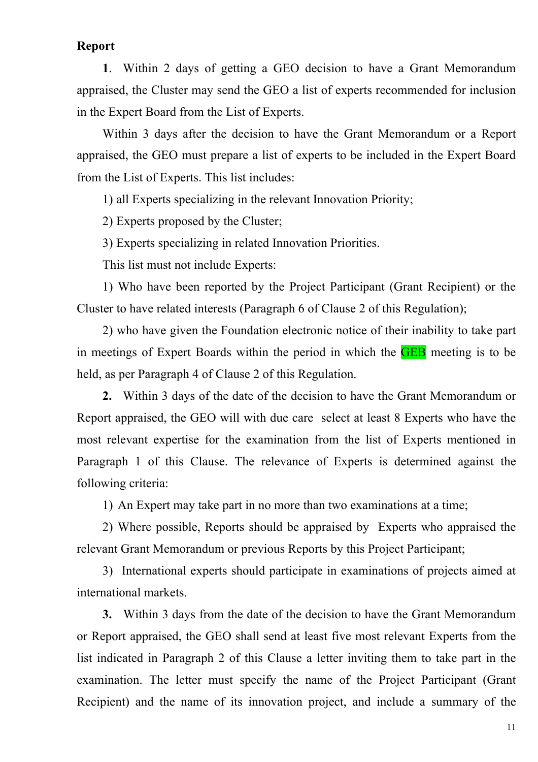**Report**

**1**. Within 2 days of getting a GEO decision to have a Grant Memorandum appraised, the Cluster may send the GEO a list of experts recommended for inclusion in the Expert Board from the List of Experts.

Within 3 days after the decision to have the Grant Memorandum or a Report appraised, the GEO must prepare a list of experts to be included in the Expert Board from the List of Experts. This list includes:

1) all Experts specializing in the relevant Innovation Priority;

2) Experts proposed by the Cluster;

3) Experts specializing in related Innovation Priorities.

This list must not include Experts:

1) Who have been reported by the Project Participant (Grant Recipient) or the Cluster to have related interests (Paragraph 6 of Clause 2 of this Regulation);

2) who have given the Foundation electronic notice of their inability to take part in meetings of Expert Boards within the period in which the GEB meeting is to be held, as per Paragraph 4 of Clause 2 of this Regulation.

**2.** Within 3 days of the date of the decision to have the Grant Memorandum or Report appraised, the GEO will with due care select at least 8 Experts who have the most relevant expertise for the examination from the list of Experts mentioned in Paragraph 1 of this Clause. The relevance of Experts is determined against the following criteria:

1) An Expert may take part in no more than two examinations at a time;

2) Where possible, Reports should be appraised by Experts who appraised the relevant Grant Memorandum or previous Reports by this Project Participant;

3) International experts should participate in examinations of projects aimed at international markets.

**3.** Within 3 days from the date of the decision to have the Grant Memorandum or Report appraised, the GEO shall send at least five most relevant Experts from the list indicated in Paragraph 2 of this Clause a letter inviting them to take part in the examination. The letter must specify the name of the Project Participant (Grant Recipient) and the name of its innovation project, and include a summary of the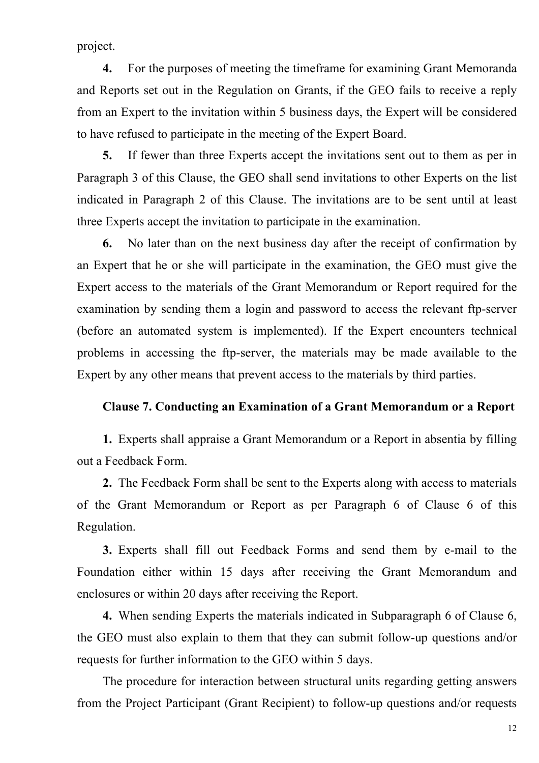project.

**4.** For the purposes of meeting the timeframe for examining Grant Memoranda and Reports set out in the Regulation on Grants, if the GEO fails to receive a reply from an Expert to the invitation within 5 business days, the Expert will be considered to have refused to participate in the meeting of the Expert Board.

**5.** If fewer than three Experts accept the invitations sent out to them as per in Paragraph 3 of this Clause, the GEO shall send invitations to other Experts on the list indicated in Paragraph 2 of this Clause. The invitations are to be sent until at least three Experts accept the invitation to participate in the examination.

**6.** No later than on the next business day after the receipt of confirmation by an Expert that he or she will participate in the examination, the GEO must give the Expert access to the materials of the Grant Memorandum or Report required for the examination by sending them a login and password to access the relevant ftp-server (before an automated system is implemented). If the Expert encounters technical problems in accessing the ftp-server, the materials may be made available to the Expert by any other means that prevent access to the materials by third parties.

### Clause 7. Conducting an Examination of a Grant Memorandum or a Report

**1.** Experts shall appraise a Grant Memorandum or a Report in absentia by filling out a Feedback Form.

**2.** The Feedback Form shall be sent to the Experts along with access to materials of the Grant Memorandum or Report as per Paragraph 6 of Clause 6 of this Regulation.

**3.** Experts shall fill out Feedback Forms and send them by e-mail to the Foundation either within 15 days after receiving the Grant Memorandum and enclosures or within 20 days after receiving the Report.

**4.** When sending Experts the materials indicated in Subparagraph 6 of Clause 6, the GEO must also explain to them that they can submit follow-up questions and/or requests for further information to the GEO within 5 days.

The procedure for interaction between structural units regarding getting answers from the Project Participant (Grant Recipient) to follow-up questions and/or requests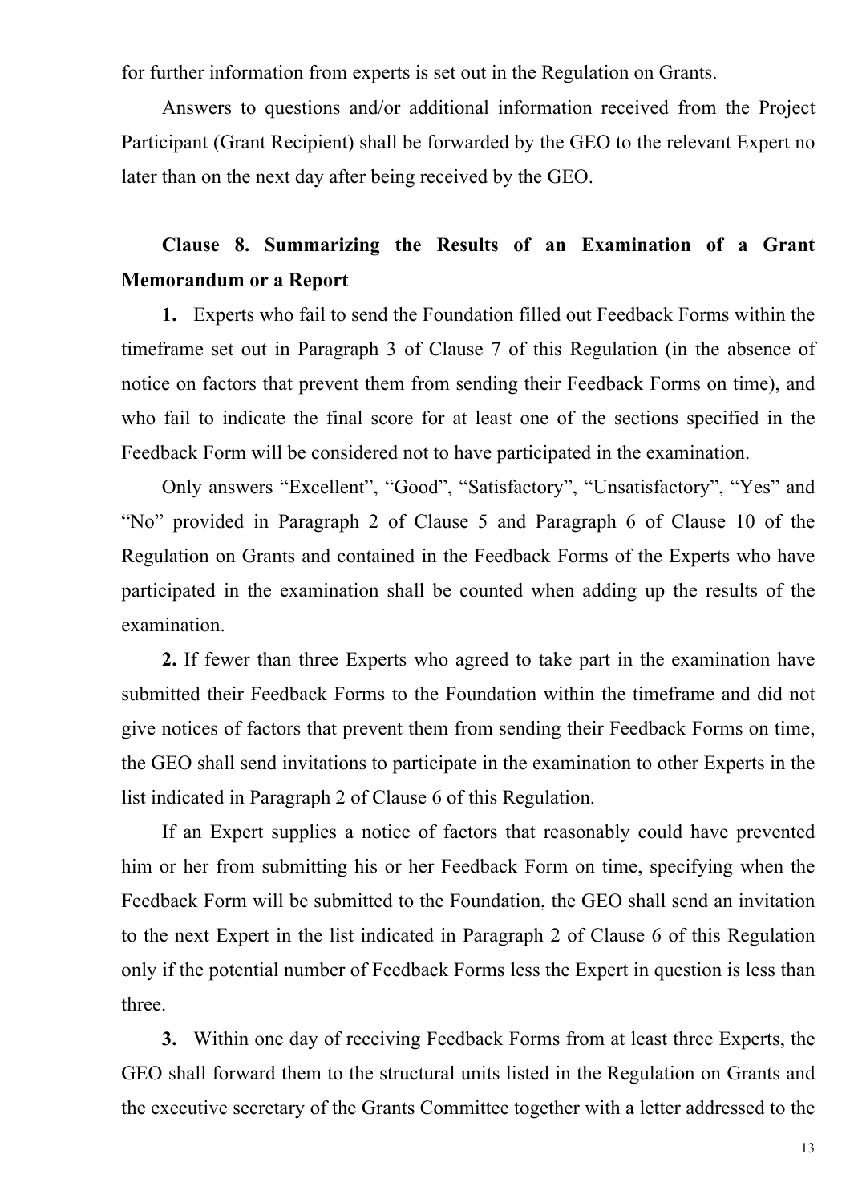for further information from experts is set out in the Regulation on Grants.

Answers to questions and/or additional information received from the Project Participant (Grant Recipient) shall be forwarded by the GEO to the relevant Expert no later than on the next day after being received by the GEO.

**Clause 8. Summarizing the Results of an Examination of a Grant Memorandum or a Report**

**1.** Experts who fail to send the Foundation filled out Feedback Forms within the timeframe set out in Paragraph 3 of Clause 7 of this Regulation (in the absence of notice on factors that prevent them from sending their Feedback Forms on time), and who fail to indicate the final score for at least one of the sections specified in the Feedback Form will be considered not to have participated in the examination.

Only answers "Excellent", "Good", "Satisfactory", "Unsatisfactory", "Yes" and "No" provided in Paragraph 2 of Clause 5 and Paragraph 6 of Clause 10 of the Regulation on Grants and contained in the Feedback Forms of the Experts who have participated in the examination shall be counted when adding up the results of the examination.

**2.** If fewer than three Experts who agreed to take part in the examination have submitted their Feedback Forms to the Foundation within the timeframe and did not give notices of factors that prevent them from sending their Feedback Forms on time, the GEO shall send invitations to participate in the examination to other Experts in the list indicated in Paragraph 2 of Clause 6 of this Regulation.

If an Expert supplies a notice of factors that reasonably could have prevented him or her from submitting his or her Feedback Form on time, specifying when the Feedback Form will be submitted to the Foundation, the GEO shall send an invitation to the next Expert in the list indicated in Paragraph 2 of Clause 6 of this Regulation only if the potential number of Feedback Forms less the Expert in question is less than three.

**3.** Within one day of receiving Feedback Forms from at least three Experts, the GEO shall forward them to the structural units listed in the Regulation on Grants and the executive secretary of the Grants Committee together with a letter addressed to the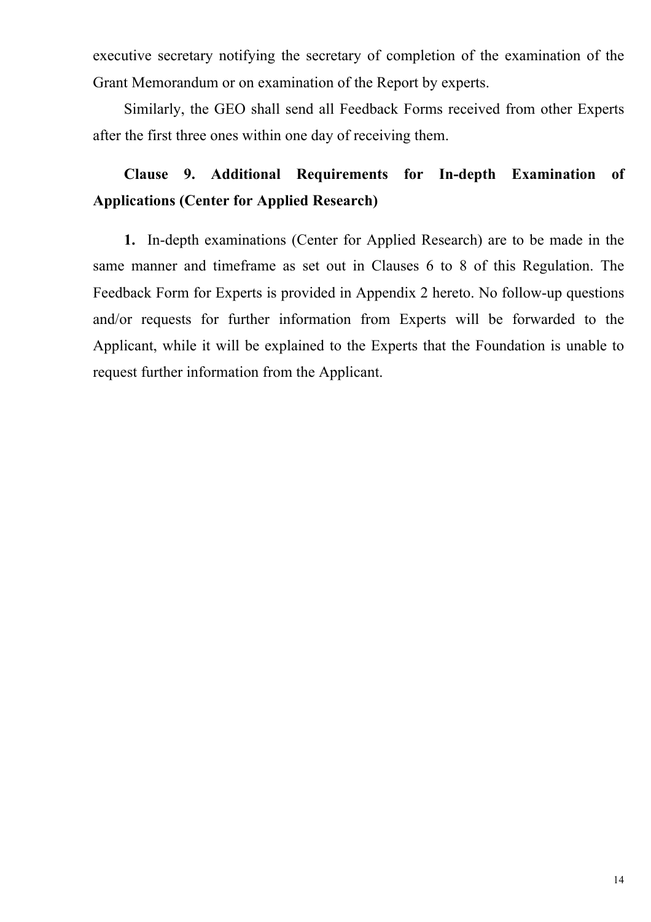executive secretary notifying the secretary of completion of the examination of the Grant Memorandum or on examination of the Report by experts.

Similarly, the GEO shall send all Feedback Forms received from other Experts after the first three ones within one day of receiving them.

**Clause 9. Additional Requirements for In-depth Examination of Applications (Center for Applied Research)**

**1.** In-depth examinations (Center for Applied Research) are to be made in the same manner and timeframe as set out in Clauses 6 to 8 of this Regulation. The Feedback Form for Experts is provided in Appendix 2 hereto. No follow-up questions and/or requests for further information from Experts will be forwarded to the Applicant, while it will be explained to the Experts that the Foundation is unable to request further information from the Applicant.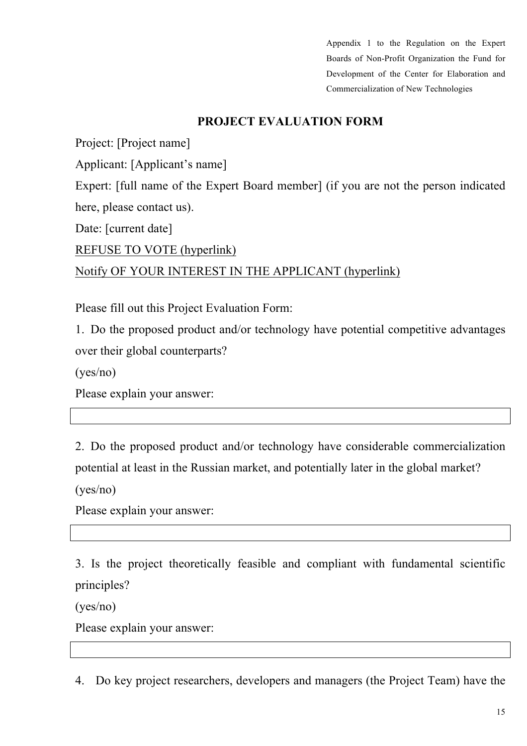Appendix 1 to the Regulation on the Expert Boards of Non-Profit Organization the Fund for Development of the Center for Elaboration and Commercialization of New Technologies

## PROJECT EVALUATION FORM

Project: [Project name]

Applicant: [Applicant's name]

Expert: [full name of the Expert Board member] (if you are not the person indicated here, please contact us).

Date: [current date]

REFUSE TO VOTE (hyperlink)

Notify OF YOUR INTEREST IN THE APPLICANT (hyperlink)

Please fill out this Project Evaluation Form:

1. Do the proposed product and/or technology have potential competitive advantages over their global counterparts?

(yes/no)

Please explain your answer:

| |
|---|

2. Do the proposed product and/or technology have considerable commercialization potential at least in the Russian market, and potentially later in the global market?

(yes/no)

Please explain your answer:

| |
|---|

3. Is the project theoretically feasible and compliant with fundamental scientific principles?

(yes/no)

Please explain your answer:

| |
|---|

4. Do key project researchers, developers and managers (the Project Team) have the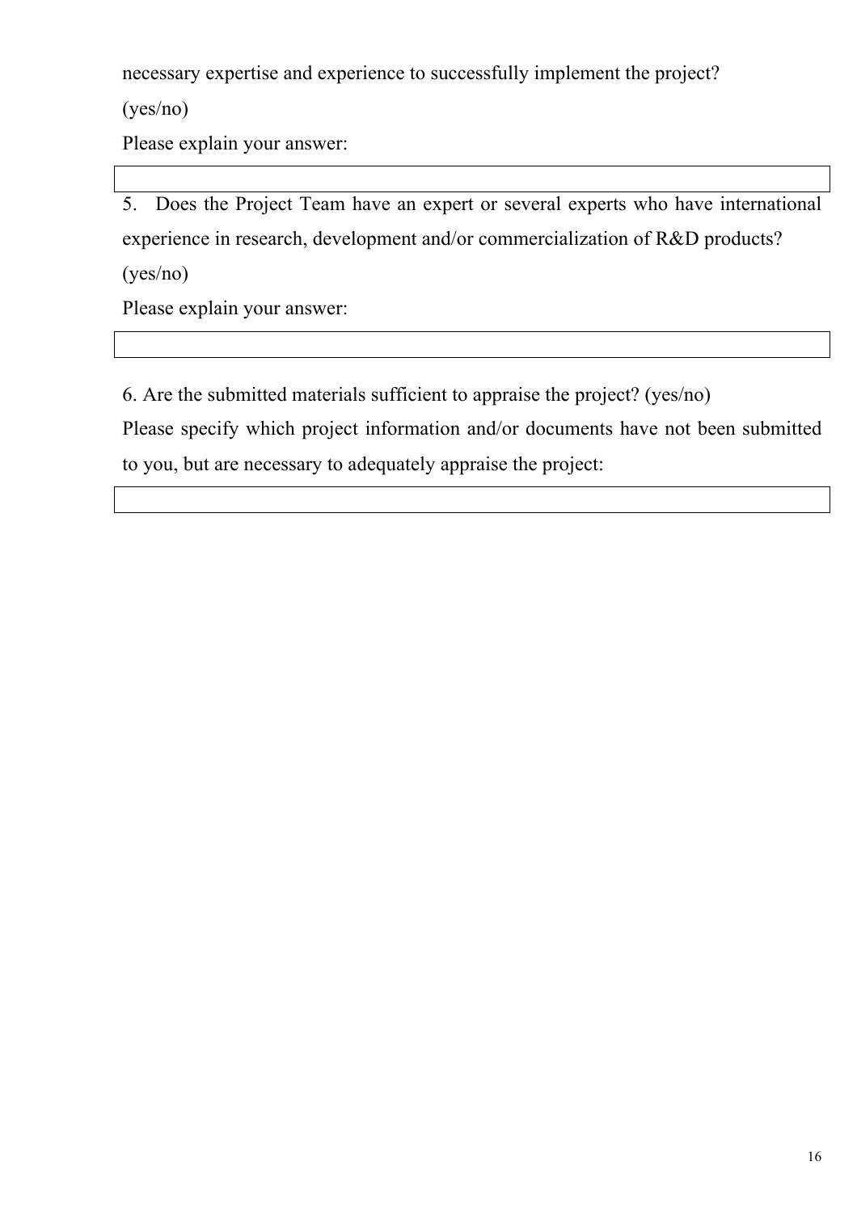necessary expertise and experience to successfully implement the project?

(yes/no)

Please explain your answer:

| |
|---|
| |

5. Does the Project Team have an expert or several experts who have international experience in research, development and/or commercialization of R&D products?

(yes/no)

Please explain your answer:

| |
|---|
| |

6. Are the submitted materials sufficient to appraise the project? (yes/no)

Please specify which project information and/or documents have not been submitted to you, but are necessary to adequately appraise the project:

| |
|---|
| |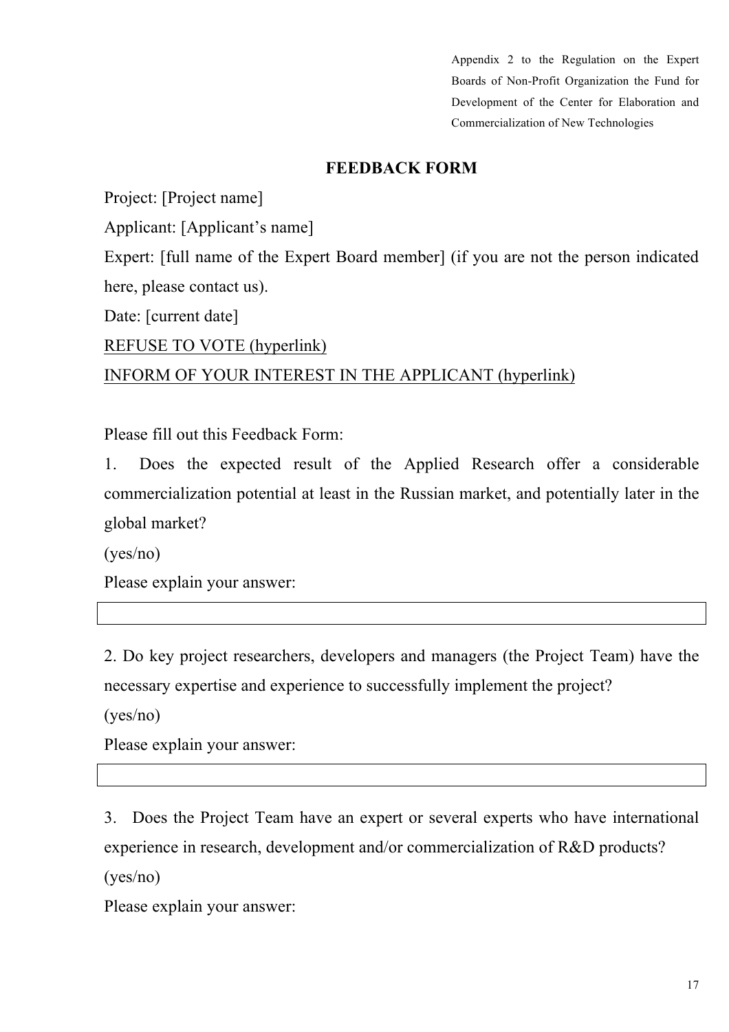Appendix 2 to the Regulation on the Expert Boards of Non-Profit Organization the Fund for Development of the Center for Elaboration and Commercialization of New Technologies

## FEEDBACK FORM

Project: [Project name]

Applicant: [Applicant's name]

Expert: [full name of the Expert Board member] (if you are not the person indicated here, please contact us).

Date: [current date]

<u>REFUSE TO VOTE (hyperlink)</u>

<u>INFORM OF YOUR INTEREST IN THE APPLICANT (hyperlink)</u>

Please fill out this Feedback Form:

1. Does the expected result of the Applied Research offer a considerable commercialization potential at least in the Russian market, and potentially later in the global market?

(yes/no)

Please explain your answer:

| |
|---|

2. Do key project researchers, developers and managers (the Project Team) have the necessary expertise and experience to successfully implement the project?

(yes/no)

Please explain your answer:

| |
|---|

3. Does the Project Team have an expert or several experts who have international experience in research, development and/or commercialization of R&D products?

(yes/no)

Please explain your answer: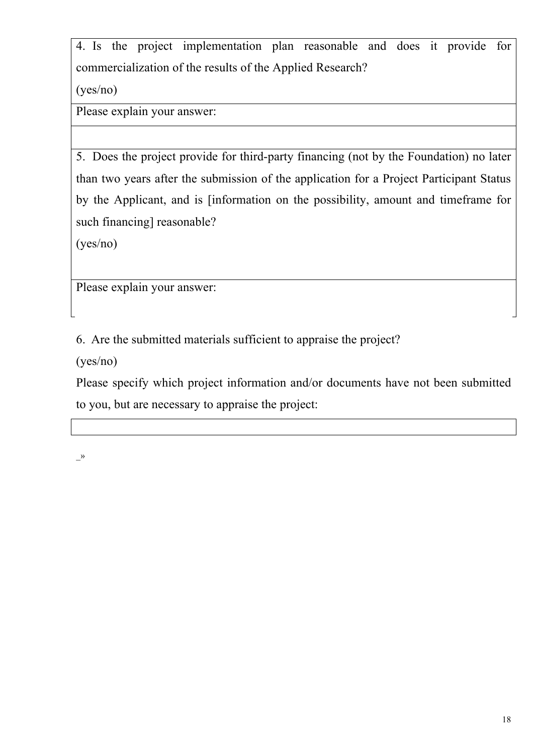| |
|---|
| 4. Is the project implementation plan reasonable and does it provide for commercialization of the results of the Applied Research?<br>(yes/no) |
| Please explain your answer: |
| |
| 5. Does the project provide for third-party financing (not by the Foundation) no later than two years after the submission of the application for a Project Participant Status by the Applicant, and is [information on the possibility, amount and timeframe for such financing] reasonable?<br>(yes/no) |
| Please explain your answer: |

6. Are the submitted materials sufficient to appraise the project?

(yes/no)

Please specify which project information and/or documents have not been submitted to you, but are necessary to appraise the project:

| |
|---|
| |

_»